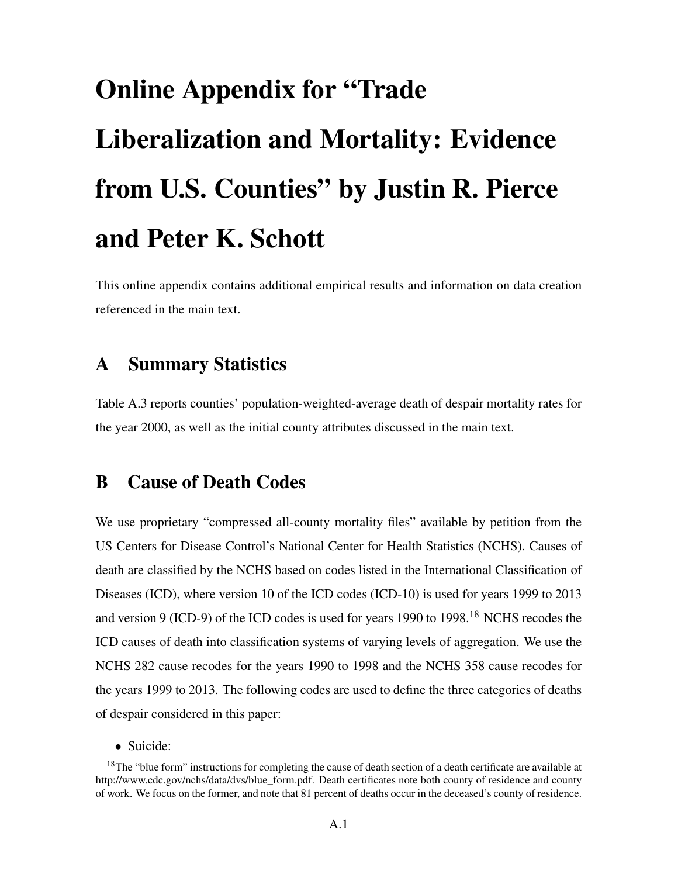# Online Appendix for "Trade Liberalization and Mortality: Evidence from U.S. Counties" by Justin R. Pierce and Peter K. Schott

This online appendix contains additional empirical results and information on data creation referenced in the main text.

## A Summary Statistics

Table A.3 reports counties' population-weighted-average death of despair mortality rates for the year 2000, as well as the initial county attributes discussed in the main text.

## B Cause of Death Codes

We use proprietary "compressed all-county mortality files" available by petition from the US Centers for Disease Control's National Center for Health Statistics (NCHS). Causes of death are classified by the NCHS based on codes listed in the International Classification of Diseases (ICD), where version 10 of the ICD codes (ICD-10) is used for years 1999 to 2013 and version 9 (ICD-9) of the ICD codes is used for years 1990 to 1998.[18] NCHS recodes the ICD causes of death into classification systems of varying levels of aggregation. We use the NCHS 282 cause recodes for the years 1990 to 1998 and the NCHS 358 cause recodes for the years 1999 to 2013. The following codes are used to define the three categories of deaths of despair considered in this paper:

- Suicide:

[18] The "blue form" instructions for completing the cause of death section of a death certificate are available at http://www.cdc.gov/nchs/data/dvs/blue_form.pdf. Death certificates note both county of residence and county of work. We focus on the former, and note that 81 percent of deaths occur in the deceased's county of residence.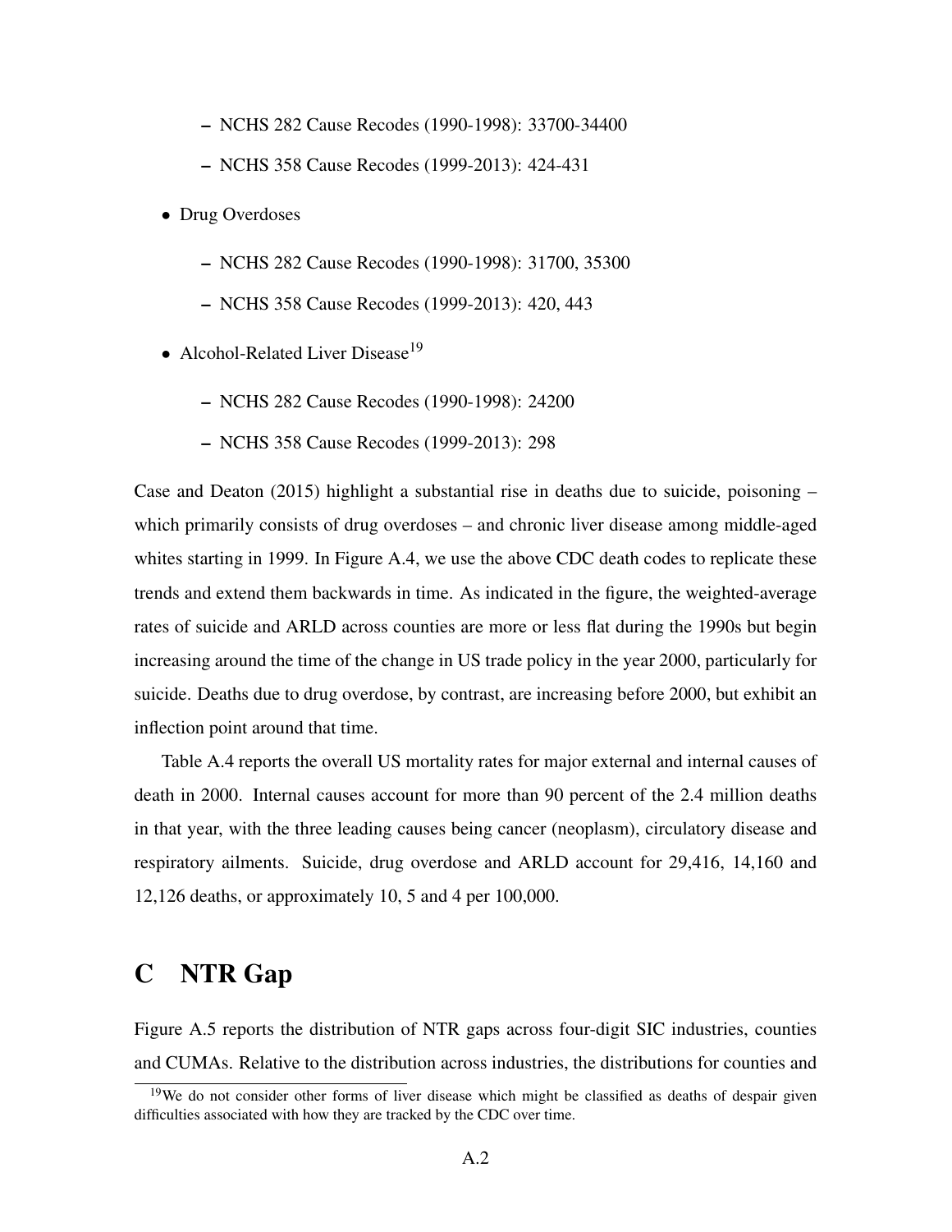- NCHS 282 Cause Recodes (1990-1998): 33700-34400
  - NCHS 358 Cause Recodes (1999-2013): 424-431

- Drug Overdoses
  - NCHS 282 Cause Recodes (1990-1998): 31700, 35300
  - NCHS 358 Cause Recodes (1999-2013): 420, 443

- Alcohol-Related Liver Disease[19]
  - NCHS 282 Cause Recodes (1990-1998): 24200
  - NCHS 358 Cause Recodes (1999-2013): 298

Case and Deaton (2015) highlight a substantial rise in deaths due to suicide, poisoning – which primarily consists of drug overdoses – and chronic liver disease among middle-aged whites starting in 1999. In Figure A.4, we use the above CDC death codes to replicate these trends and extend them backwards in time. As indicated in the figure, the weighted-average rates of suicide and ARLD across counties are more or less flat during the 1990s but begin increasing around the time of the change in US trade policy in the year 2000, particularly for suicide. Deaths due to drug overdose, by contrast, are increasing before 2000, but exhibit an inflection point around that time.

Table A.4 reports the overall US mortality rates for major external and internal causes of death in 2000. Internal causes account for more than 90 percent of the 2.4 million deaths in that year, with the three leading causes being cancer (neoplasm), circulatory disease and respiratory ailments. Suicide, drug overdose and ARLD account for 29,416, 14,160 and 12,126 deaths, or approximately 10, 5 and 4 per 100,000.

# C NTR Gap

Figure A.5 reports the distribution of NTR gaps across four-digit SIC industries, counties and CUMAs. Relative to the distribution across industries, the distributions for counties and

[19] We do not consider other forms of liver disease which might be classified as deaths of despair given difficulties associated with how they are tracked by the CDC over time.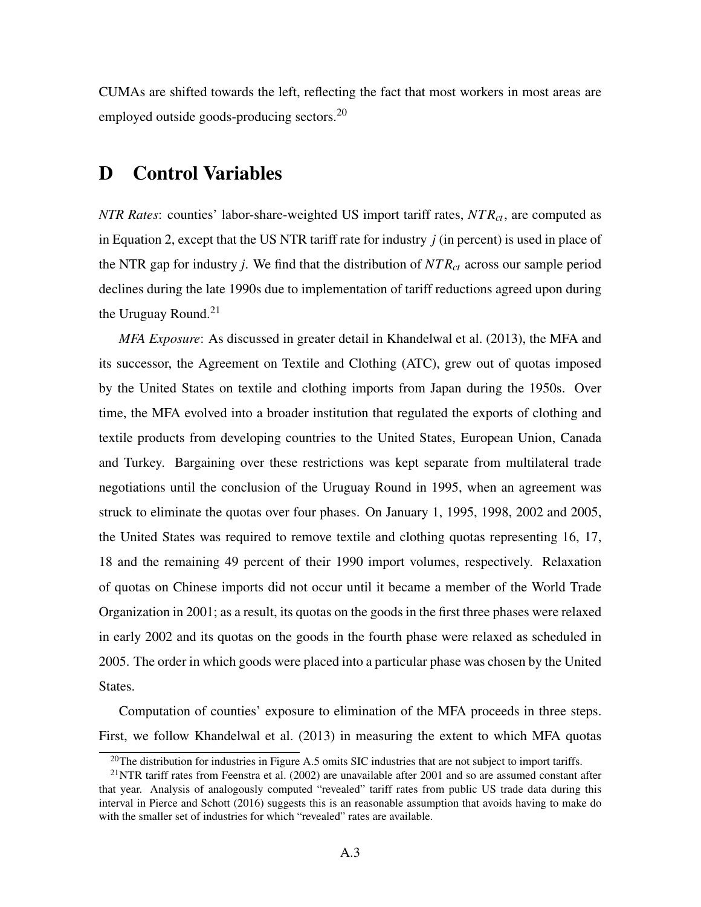CUMAs are shifted towards the left, reflecting the fact that most workers in most areas are employed outside goods-producing sectors.[20]

# D Control Variables

*NTR Rates*: counties' labor-share-weighted US import tariff rates, $NTR_{ct}$, are computed as in Equation 2, except that the US NTR tariff rate for industry $j$ (in percent) is used in place of the NTR gap for industry $j$. We find that the distribution of $NTR_{ct}$ across our sample period declines during the late 1990s due to implementation of tariff reductions agreed upon during the Uruguay Round.[21]

*MFA Exposure*: As discussed in greater detail in Khandelwal et al. (2013), the MFA and its successor, the Agreement on Textile and Clothing (ATC), grew out of quotas imposed by the United States on textile and clothing imports from Japan during the 1950s. Over time, the MFA evolved into a broader institution that regulated the exports of clothing and textile products from developing countries to the United States, European Union, Canada and Turkey. Bargaining over these restrictions was kept separate from multilateral trade negotiations until the conclusion of the Uruguay Round in 1995, when an agreement was struck to eliminate the quotas over four phases. On January 1, 1995, 1998, 2002 and 2005, the United States was required to remove textile and clothing quotas representing 16, 17, 18 and the remaining 49 percent of their 1990 import volumes, respectively. Relaxation of quotas on Chinese imports did not occur until it became a member of the World Trade Organization in 2001; as a result, its quotas on the goods in the first three phases were relaxed in early 2002 and its quotas on the goods in the fourth phase were relaxed as scheduled in 2005. The order in which goods were placed into a particular phase was chosen by the United States.

Computation of counties' exposure to elimination of the MFA proceeds in three steps. First, we follow Khandelwal et al. (2013) in measuring the extent to which MFA quotas

[20] The distribution for industries in Figure A.5 omits SIC industries that are not subject to import tariffs.

[21] NTR tariff rates from Feenstra et al. (2002) are unavailable after 2001 and so are assumed constant after that year. Analysis of analogously computed "revealed" tariff rates from public US trade data during this interval in Pierce and Schott (2016) suggests this is an reasonable assumption that avoids having to make do with the smaller set of industries for which "revealed" rates are available.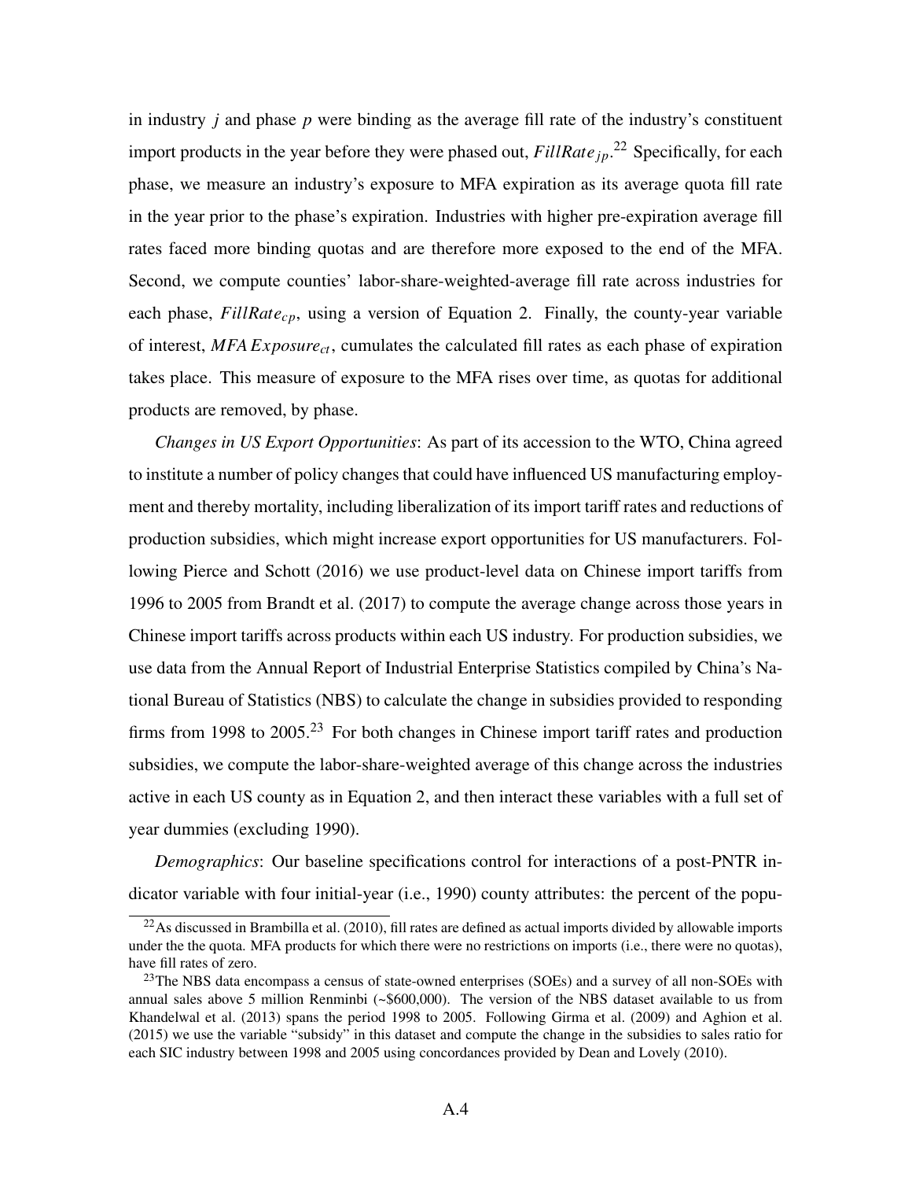in industry $j$ and phase $p$ were binding as the average fill rate of the industry's constituent import products in the year before they were phased out, $FillRate_{jp}$.[22] Specifically, for each phase, we measure an industry's exposure to MFA expiration as its average quota fill rate in the year prior to the phase's expiration. Industries with higher pre-expiration average fill rates faced more binding quotas and are therefore more exposed to the end of the MFA. Second, we compute counties' labor-share-weighted-average fill rate across industries for each phase, $FillRate_{cp}$, using a version of Equation 2. Finally, the county-year variable of interest, $MFA\,Exposure_{ct}$, cumulates the calculated fill rates as each phase of expiration takes place. This measure of exposure to the MFA rises over time, as quotas for additional products are removed, by phase.

*Changes in US Export Opportunities*: As part of its accession to the WTO, China agreed to institute a number of policy changes that could have influenced US manufacturing employment and thereby mortality, including liberalization of its import tariff rates and reductions of production subsidies, which might increase export opportunities for US manufacturers. Following Pierce and Schott (2016) we use product-level data on Chinese import tariffs from 1996 to 2005 from Brandt et al. (2017) to compute the average change across those years in Chinese import tariffs across products within each US industry. For production subsidies, we use data from the Annual Report of Industrial Enterprise Statistics compiled by China's National Bureau of Statistics (NBS) to calculate the change in subsidies provided to responding firms from 1998 to 2005.[23] For both changes in Chinese import tariff rates and production subsidies, we compute the labor-share-weighted average of this change across the industries active in each US county as in Equation 2, and then interact these variables with a full set of year dummies (excluding 1990).

*Demographics*: Our baseline specifications control for interactions of a post-PNTR indicator variable with four initial-year (i.e., 1990) county attributes: the percent of the popu-

[22] As discussed in Brambilla et al. (2010), fill rates are defined as actual imports divided by allowable imports under the the quota. MFA products for which there were no restrictions on imports (i.e., there were no quotas), have fill rates of zero.

[23] The NBS data encompass a census of state-owned enterprises (SOEs) and a survey of all non-SOEs with annual sales above 5 million Renminbi (~$600,000). The version of the NBS dataset available to us from Khandelwal et al. (2013) spans the period 1998 to 2005. Following Girma et al. (2009) and Aghion et al. (2015) we use the variable "subsidy" in this dataset and compute the change in the subsidies to sales ratio for each SIC industry between 1998 and 2005 using concordances provided by Dean and Lovely (2010).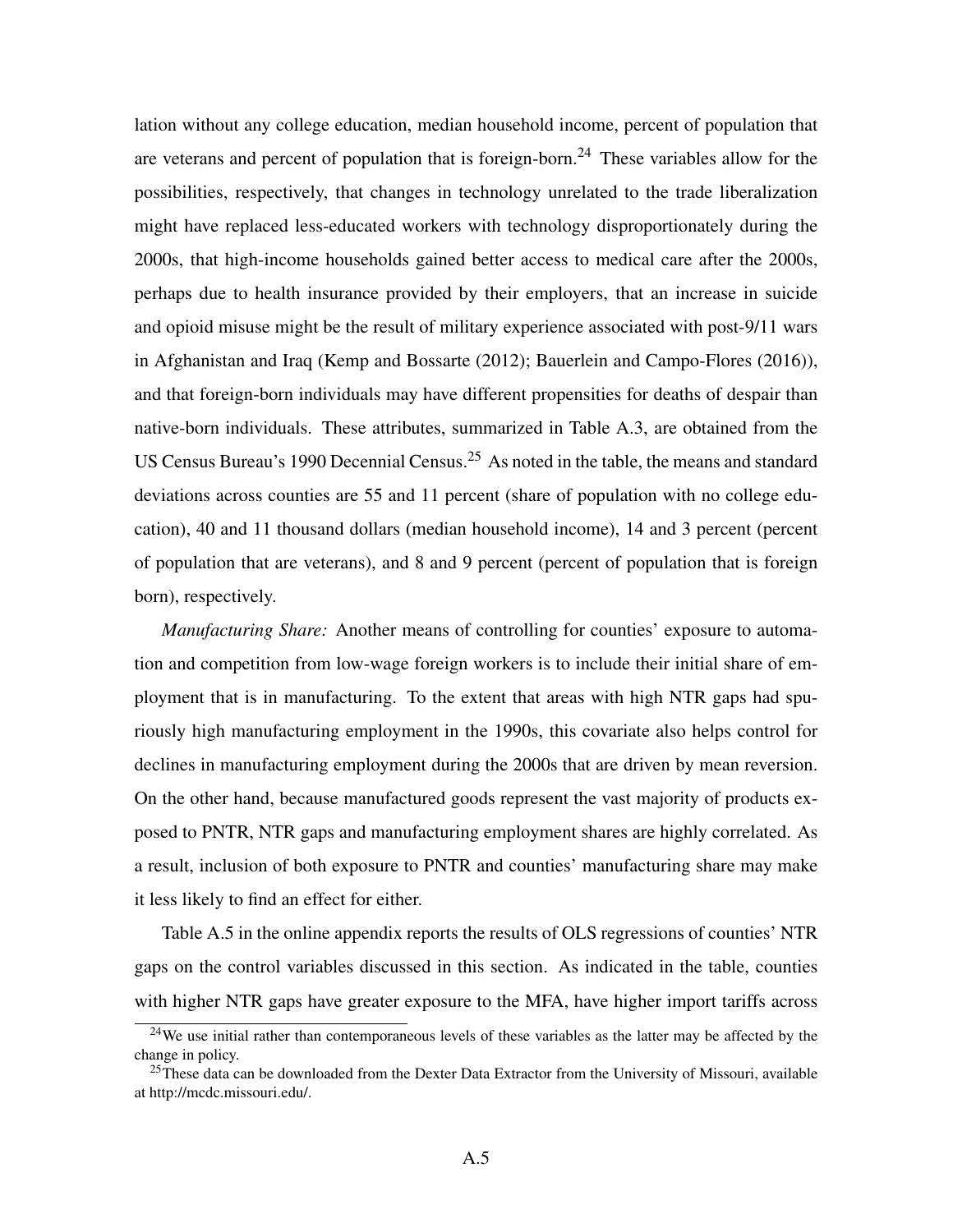lation without any college education, median household income, percent of population that are veterans and percent of population that is foreign-born.[24] These variables allow for the possibilities, respectively, that changes in technology unrelated to the trade liberalization might have replaced less-educated workers with technology disproportionately during the 2000s, that high-income households gained better access to medical care after the 2000s, perhaps due to health insurance provided by their employers, that an increase in suicide and opioid misuse might be the result of military experience associated with post-9/11 wars in Afghanistan and Iraq (Kemp and Bossarte (2012); Bauerlein and Campo-Flores (2016)), and that foreign-born individuals may have different propensities for deaths of despair than native-born individuals. These attributes, summarized in Table A.3, are obtained from the US Census Bureau's 1990 Decennial Census.[25] As noted in the table, the means and standard deviations across counties are 55 and 11 percent (share of population with no college education), 40 and 11 thousand dollars (median household income), 14 and 3 percent (percent of population that are veterans), and 8 and 9 percent (percent of population that is foreign born), respectively.

*Manufacturing Share:* Another means of controlling for counties' exposure to automation and competition from low-wage foreign workers is to include their initial share of employment that is in manufacturing. To the extent that areas with high NTR gaps had spuriously high manufacturing employment in the 1990s, this covariate also helps control for declines in manufacturing employment during the 2000s that are driven by mean reversion. On the other hand, because manufactured goods represent the vast majority of products exposed to PNTR, NTR gaps and manufacturing employment shares are highly correlated. As a result, inclusion of both exposure to PNTR and counties' manufacturing share may make it less likely to find an effect for either.

Table A.5 in the online appendix reports the results of OLS regressions of counties' NTR gaps on the control variables discussed in this section. As indicated in the table, counties with higher NTR gaps have greater exposure to the MFA, have higher import tariffs across

[24] We use initial rather than contemporaneous levels of these variables as the latter may be affected by the change in policy.

[25] These data can be downloaded from the Dexter Data Extractor from the University of Missouri, available at http://mcdc.missouri.edu/.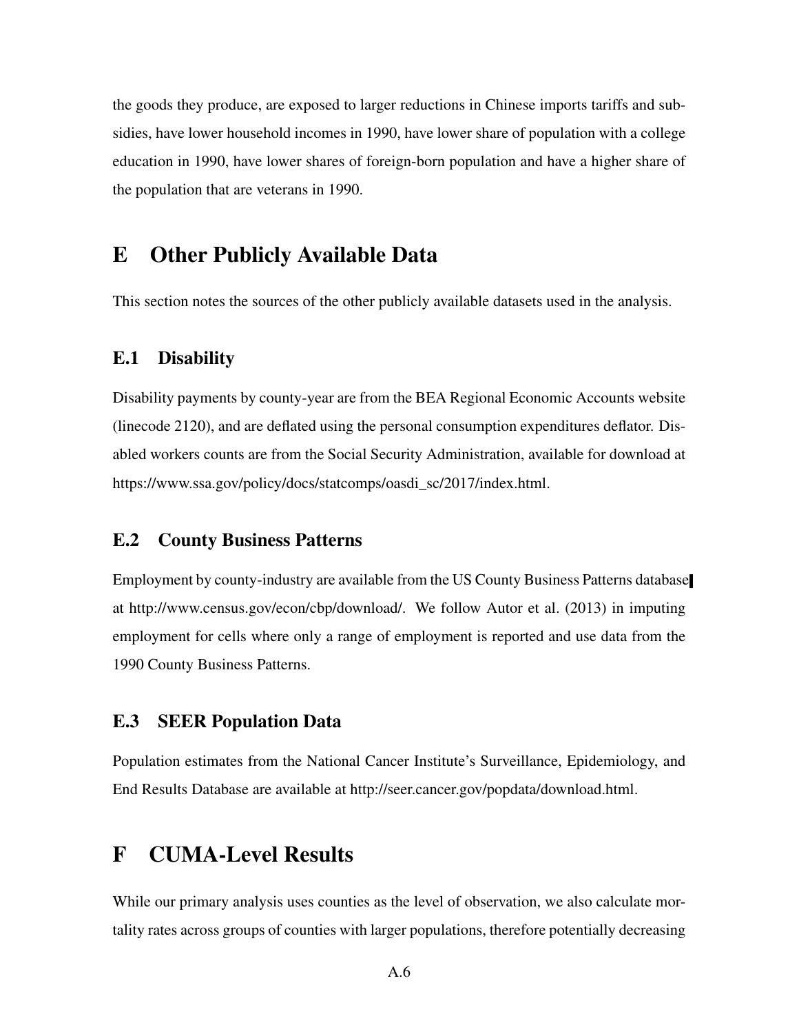the goods they produce, are exposed to larger reductions in Chinese imports tariffs and subsidies, have lower household incomes in 1990, have lower share of population with a college education in 1990, have lower shares of foreign-born population and have a higher share of the population that are veterans in 1990.

# E Other Publicly Available Data

This section notes the sources of the other publicly available datasets used in the analysis.

## E.1 Disability

Disability payments by county-year are from the BEA Regional Economic Accounts website (linecode 2120), and are deflated using the personal consumption expenditures deflator. Disabled workers counts are from the Social Security Administration, available for download at https://www.ssa.gov/policy/docs/statcomps/oasdi_sc/2017/index.html.

## E.2 County Business Patterns

Employment by county-industry are available from the US County Business Patterns database at http://www.census.gov/econ/cbp/download/. We follow Autor et al. (2013) in imputing employment for cells where only a range of employment is reported and use data from the 1990 County Business Patterns.

## E.3 SEER Population Data

Population estimates from the National Cancer Institute's Surveillance, Epidemiology, and End Results Database are available at http://seer.cancer.gov/popdata/download.html.

# F CUMA-Level Results

While our primary analysis uses counties as the level of observation, we also calculate mortality rates across groups of counties with larger populations, therefore potentially decreasing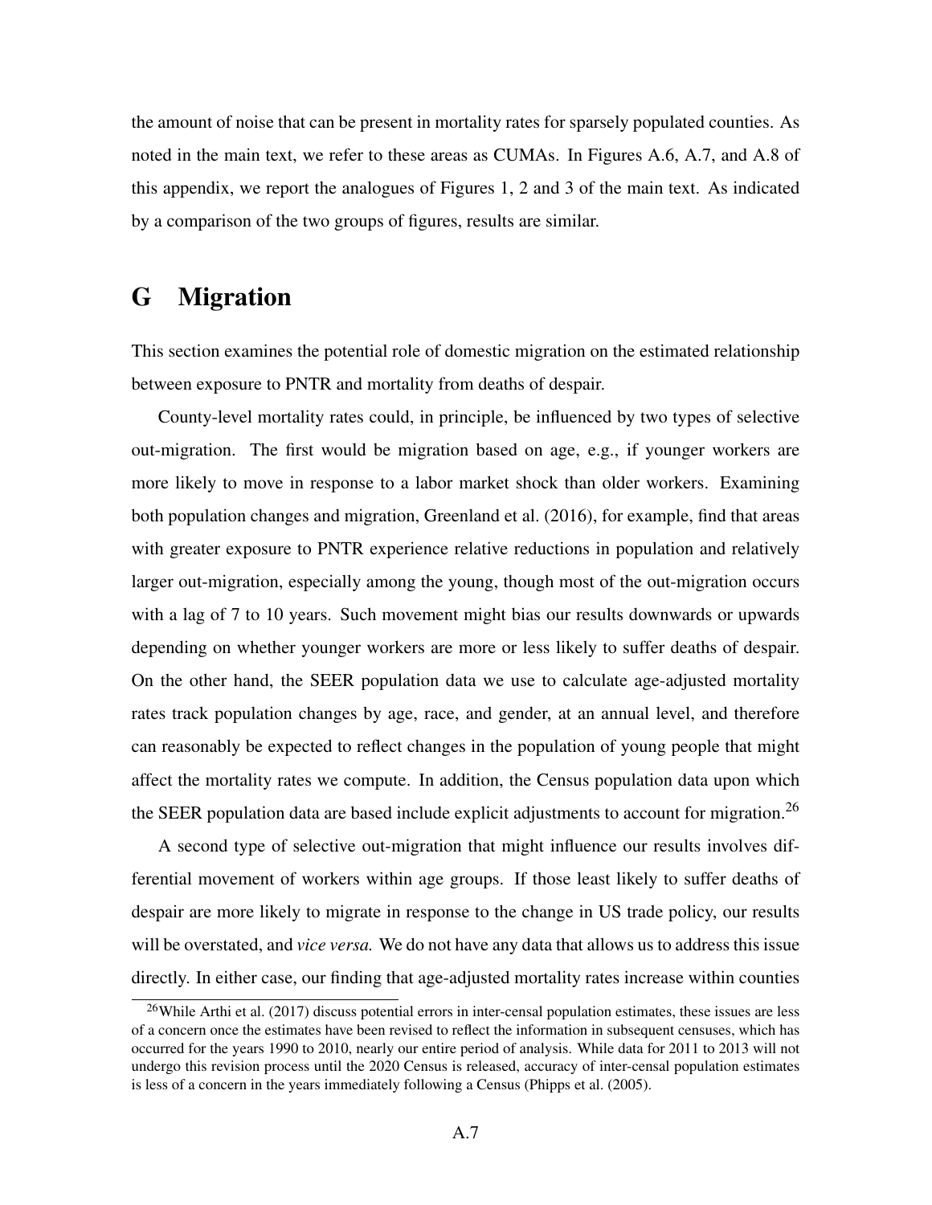the amount of noise that can be present in mortality rates for sparsely populated counties. As noted in the main text, we refer to these areas as CUMAs. In Figures A.6, A.7, and A.8 of this appendix, we report the analogues of Figures 1, 2 and 3 of the main text. As indicated by a comparison of the two groups of figures, results are similar.

# G Migration

This section examines the potential role of domestic migration on the estimated relationship between exposure to PNTR and mortality from deaths of despair.

County-level mortality rates could, in principle, be influenced by two types of selective out-migration. The first would be migration based on age, e.g., if younger workers are more likely to move in response to a labor market shock than older workers. Examining both population changes and migration, Greenland et al. (2016), for example, find that areas with greater exposure to PNTR experience relative reductions in population and relatively larger out-migration, especially among the young, though most of the out-migration occurs with a lag of 7 to 10 years. Such movement might bias our results downwards or upwards depending on whether younger workers are more or less likely to suffer deaths of despair. On the other hand, the SEER population data we use to calculate age-adjusted mortality rates track population changes by age, race, and gender, at an annual level, and therefore can reasonably be expected to reflect changes in the population of young people that might affect the mortality rates we compute. In addition, the Census population data upon which the SEER population data are based include explicit adjustments to account for migration.[26]

A second type of selective out-migration that might influence our results involves differential movement of workers within age groups. If those least likely to suffer deaths of despair are more likely to migrate in response to the change in US trade policy, our results will be overstated, and *vice versa.* We do not have any data that allows us to address this issue directly. In either case, our finding that age-adjusted mortality rates increase within counties

[26] While Arthi et al. (2017) discuss potential errors in inter-censal population estimates, these issues are less of a concern once the estimates have been revised to reflect the information in subsequent censuses, which has occurred for the years 1990 to 2010, nearly our entire period of analysis. While data for 2011 to 2013 will not undergo this revision process until the 2020 Census is released, accuracy of inter-censal population estimates is less of a concern in the years immediately following a Census (Phipps et al. (2005).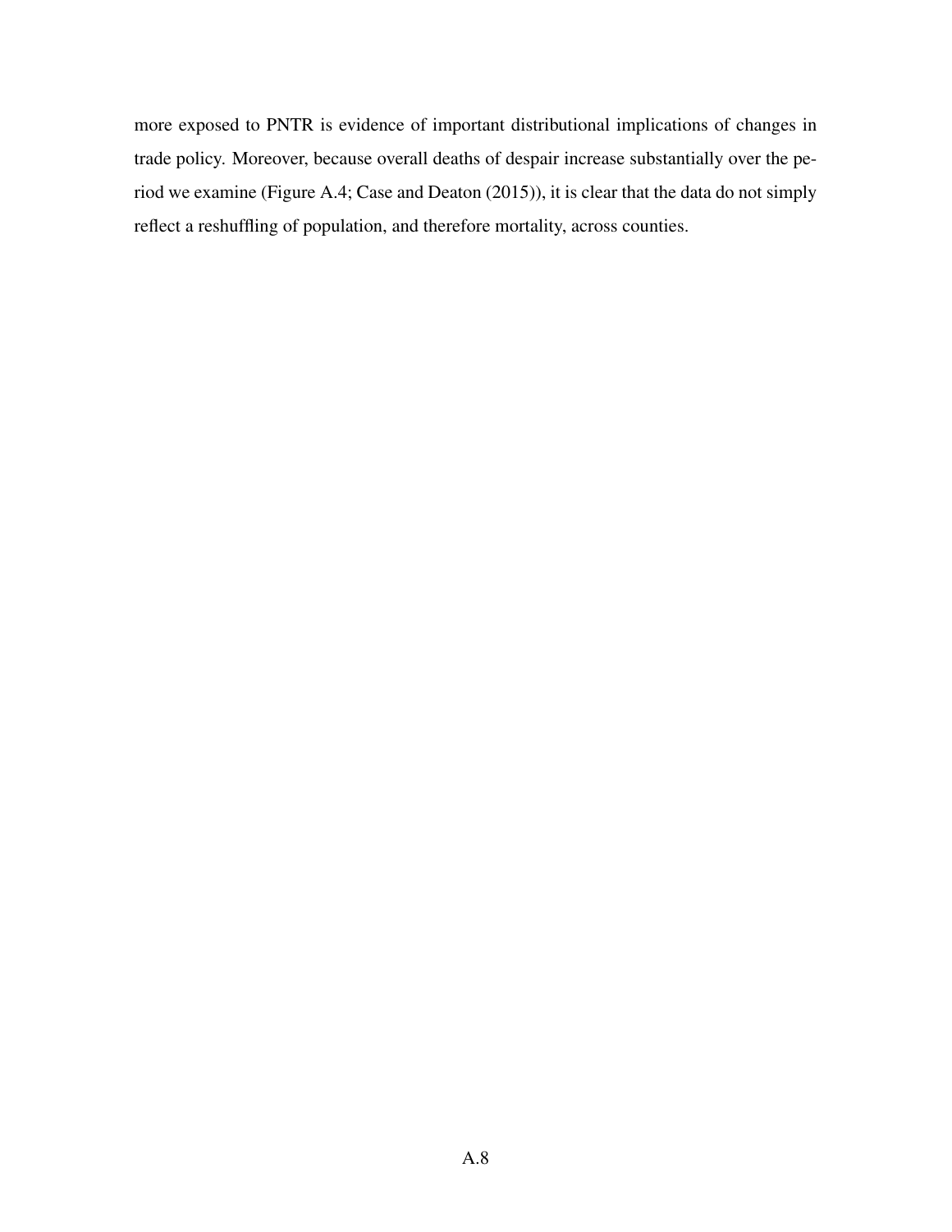more exposed to PNTR is evidence of important distributional implications of changes in trade policy. Moreover, because overall deaths of despair increase substantially over the period we examine (Figure A.4; Case and Deaton (2015)), it is clear that the data do not simply reflect a reshuffling of population, and therefore mortality, across counties.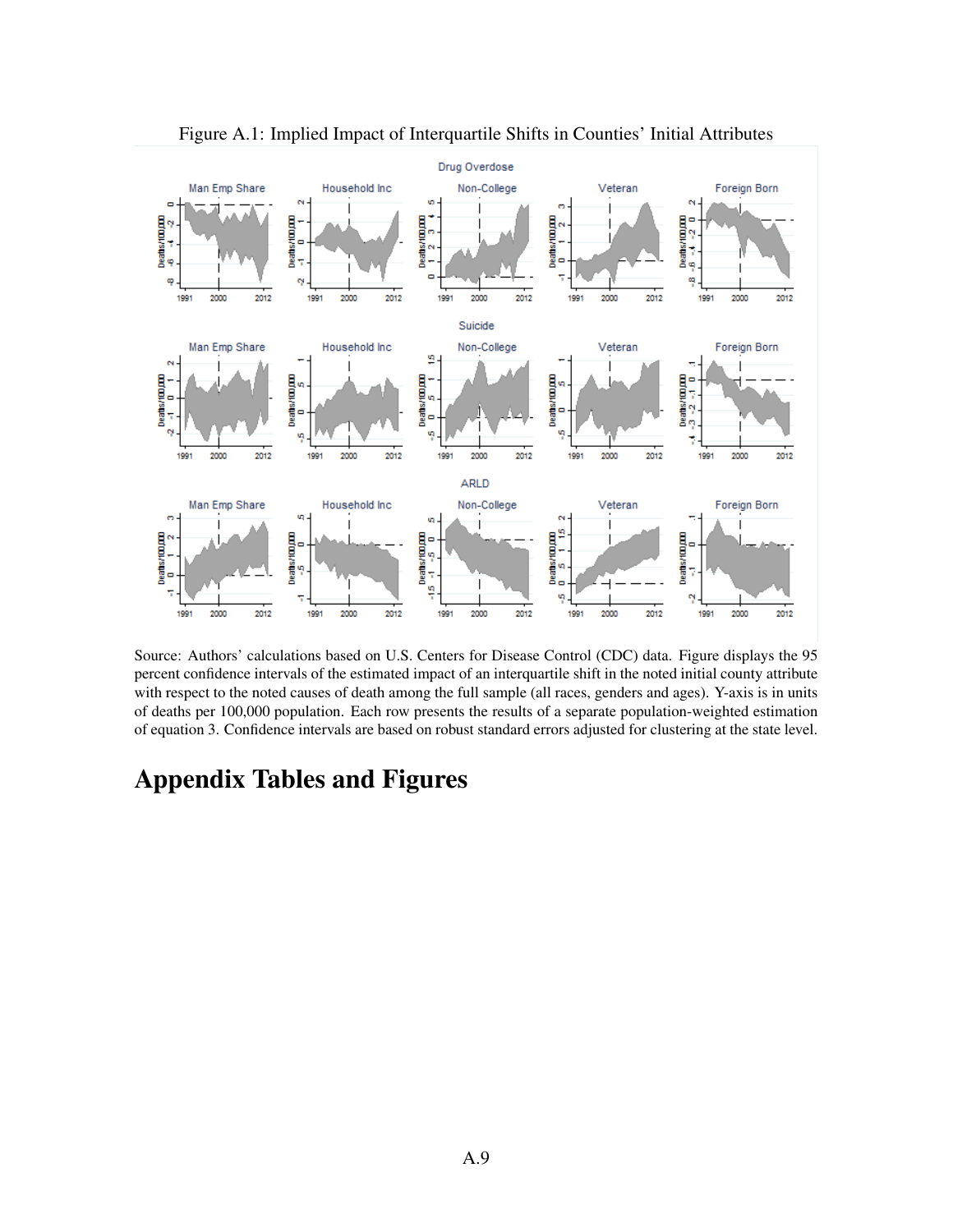Figure A.1: Implied Impact of Interquartile Shifts in Counties' Initial Attributes

Source: Authors' calculations based on U.S. Centers for Disease Control (CDC) data. Figure displays the 95 percent confidence intervals of the estimated impact of an interquartile shift in the noted initial county attribute with respect to the noted causes of death among the full sample (all races, genders and ages). Y-axis is in units of deaths per 100,000 population. Each row presents the results of a separate population-weighted estimation of equation 3. Confidence intervals are based on robust standard errors adjusted for clustering at the state level.

# Appendix Tables and Figures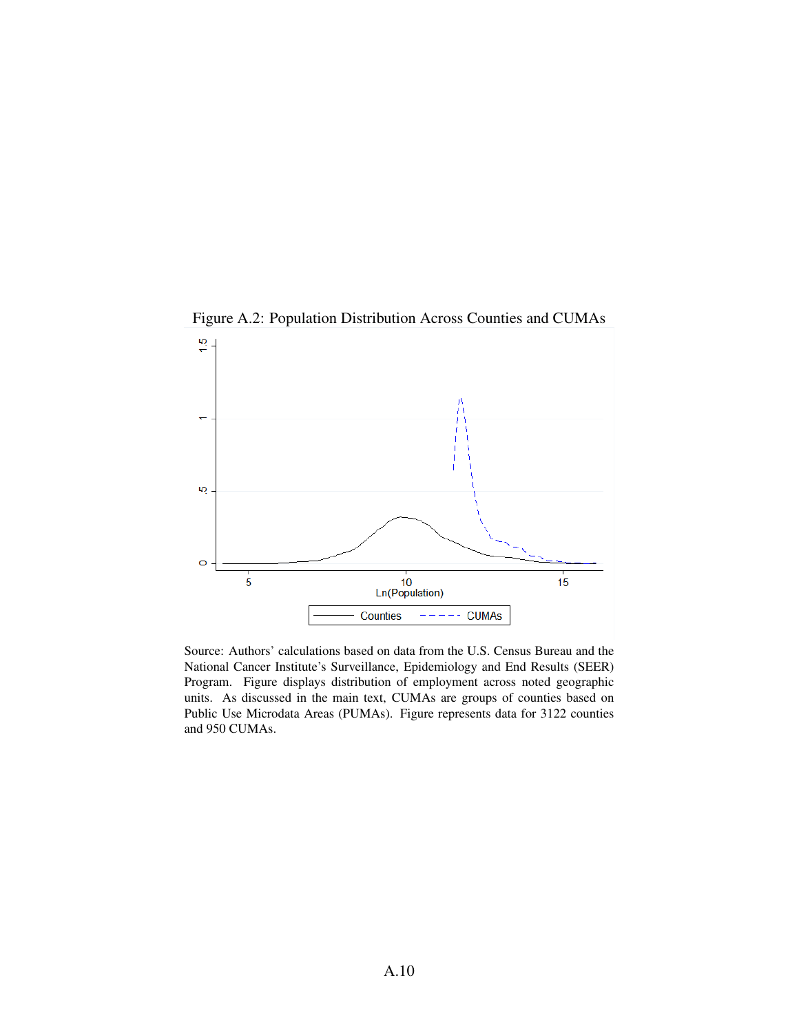Figure A.2: Population Distribution Across Counties and CUMAs

Source: Authors' calculations based on data from the U.S. Census Bureau and the National Cancer Institute's Surveillance, Epidemiology and End Results (SEER) Program. Figure displays distribution of employment across noted geographic units. As discussed in the main text, CUMAs are groups of counties based on Public Use Microdata Areas (PUMAs). Figure represents data for 3122 counties and 950 CUMAs.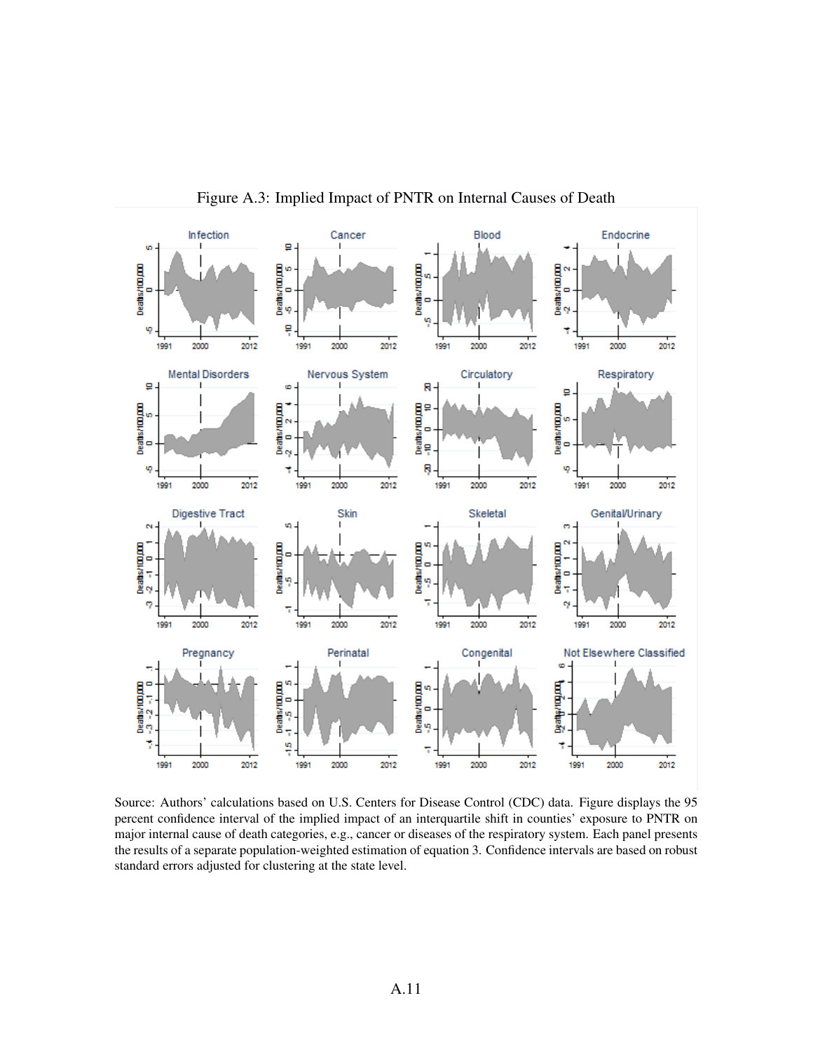Figure A.3: Implied Impact of PNTR on Internal Causes of Death

Source: Authors' calculations based on U.S. Centers for Disease Control (CDC) data. Figure displays the 95 percent confidence interval of the implied impact of an interquartile shift in counties' exposure to PNTR on major internal cause of death categories, e.g., cancer or diseases of the respiratory system. Each panel presents the results of a separate population-weighted estimation of equation 3. Confidence intervals are based on robust standard errors adjusted for clustering at the state level.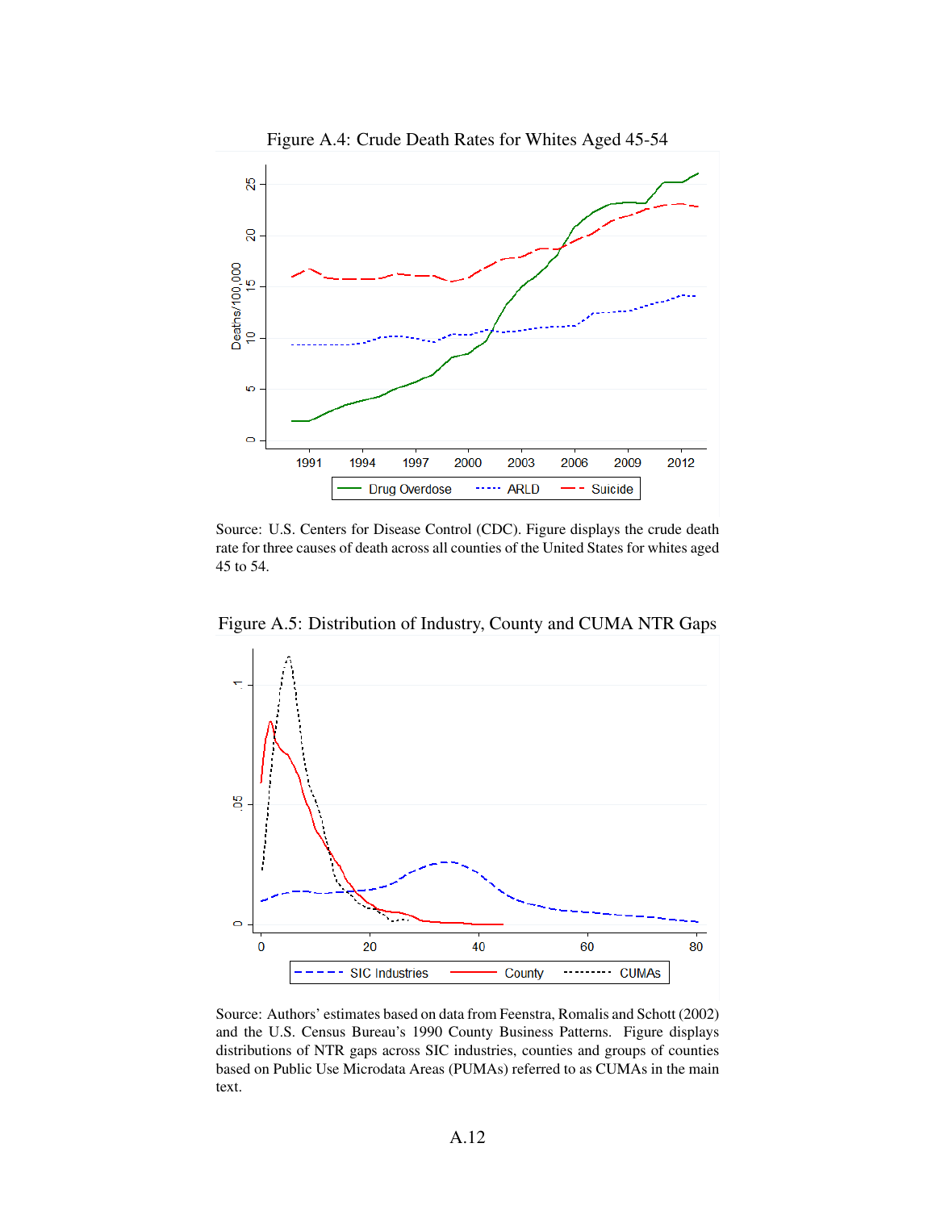Figure A.4: Crude Death Rates for Whites Aged 45-54

Source: U.S. Centers for Disease Control (CDC). Figure displays the crude death rate for three causes of death across all counties of the United States for whites aged 45 to 54.

Figure A.5: Distribution of Industry, County and CUMA NTR Gaps

Source: Authors' estimates based on data from Feenstra, Romalis and Schott (2002) and the U.S. Census Bureau's 1990 County Business Patterns. Figure displays distributions of NTR gaps across SIC industries, counties and groups of counties based on Public Use Microdata Areas (PUMAs) referred to as CUMAs in the main text.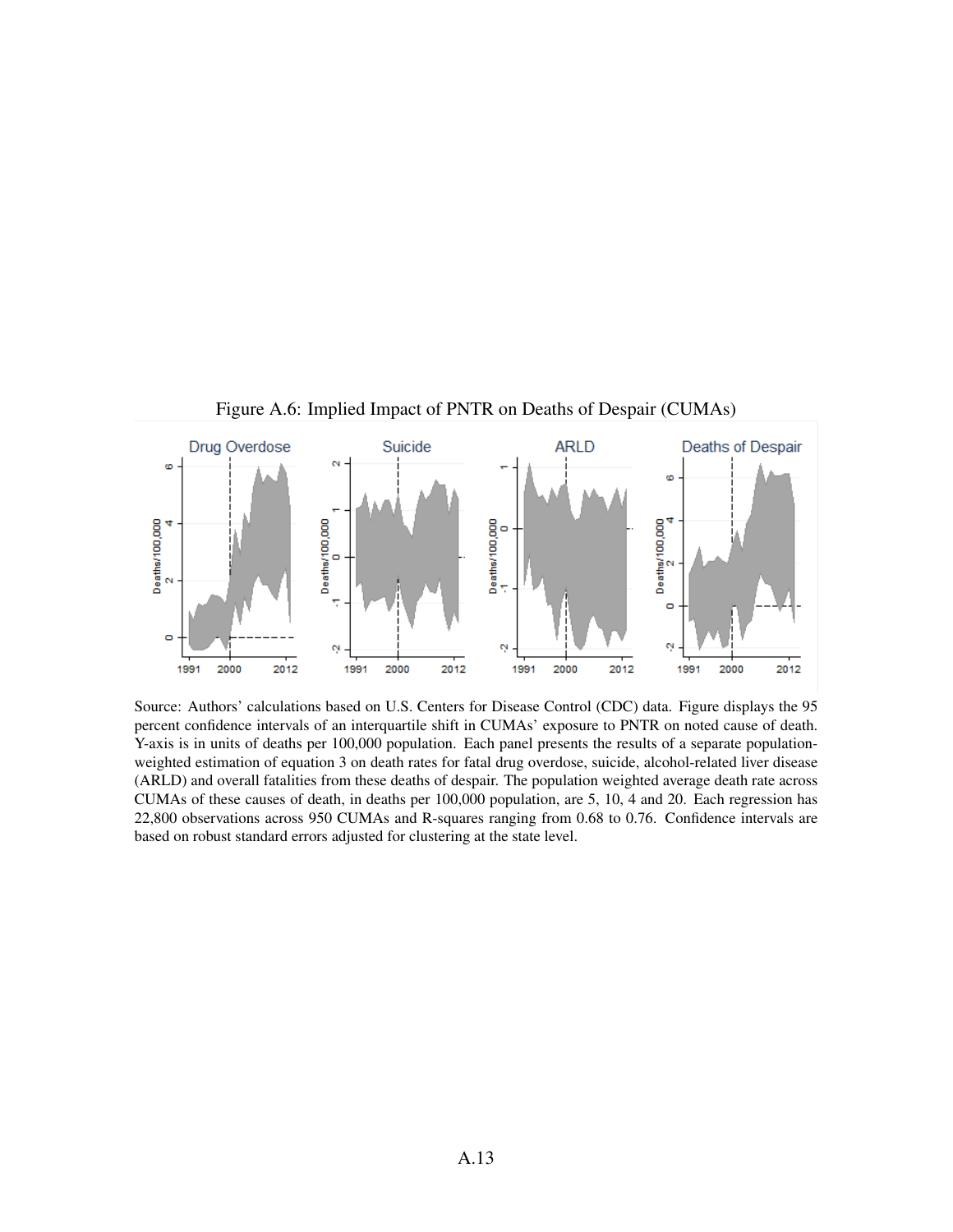Figure A.6: Implied Impact of PNTR on Deaths of Despair (CUMAs)

Source: Authors' calculations based on U.S. Centers for Disease Control (CDC) data. Figure displays the 95 percent confidence intervals of an interquartile shift in CUMAs' exposure to PNTR on noted cause of death. Y-axis is in units of deaths per 100,000 population. Each panel presents the results of a separate population-weighted estimation of equation 3 on death rates for fatal drug overdose, suicide, alcohol-related liver disease (ARLD) and overall fatalities from these deaths of despair. The population weighted average death rate across CUMAs of these causes of death, in deaths per 100,000 population, are 5, 10, 4 and 20. Each regression has 22,800 observations across 950 CUMAs and R-squares ranging from 0.68 to 0.76. Confidence intervals are based on robust standard errors adjusted for clustering at the state level.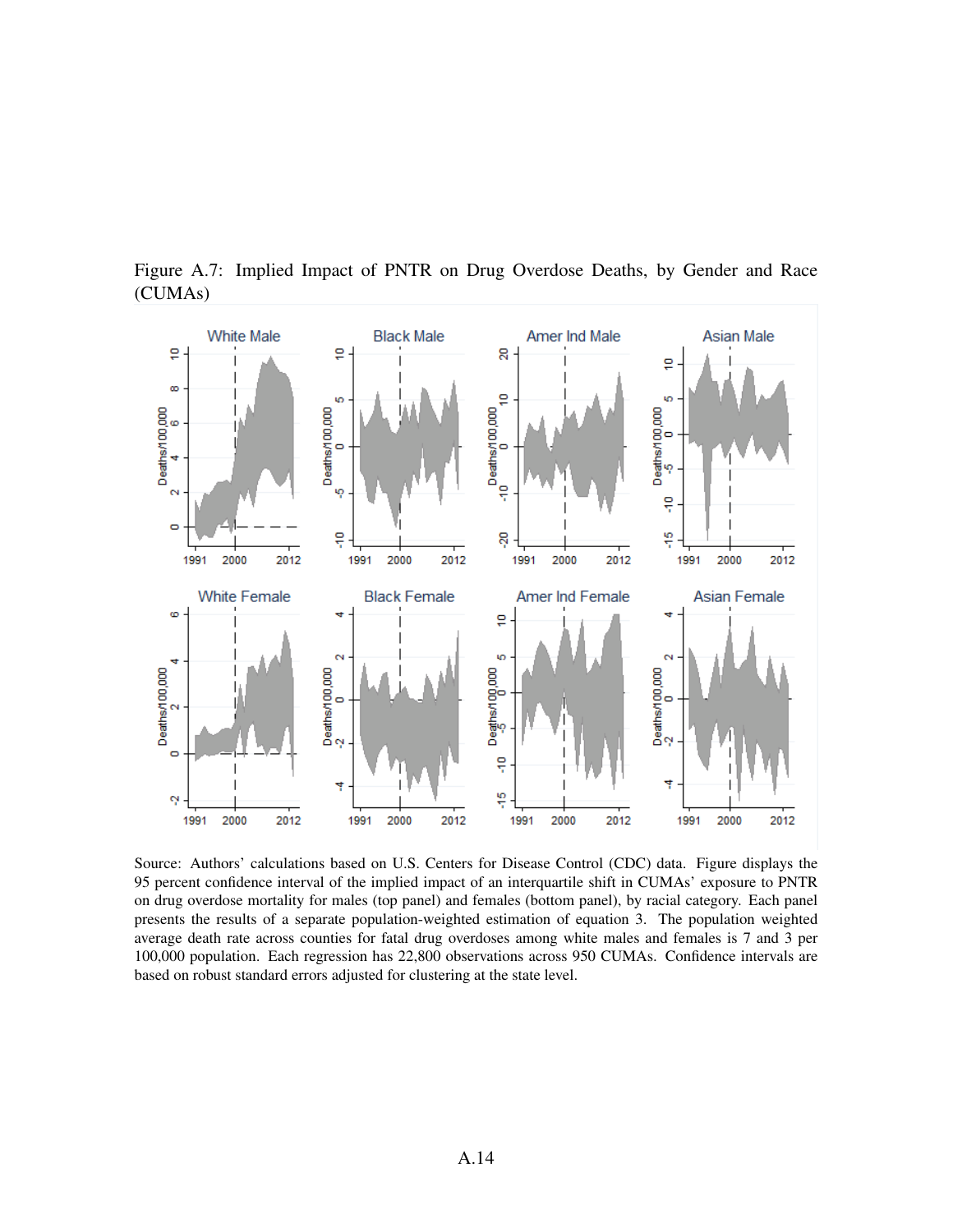Figure A.7: Implied Impact of PNTR on Drug Overdose Deaths, by Gender and Race (CUMAs)

Source: Authors' calculations based on U.S. Centers for Disease Control (CDC) data. Figure displays the 95 percent confidence interval of the implied impact of an interquartile shift in CUMAs' exposure to PNTR on drug overdose mortality for males (top panel) and females (bottom panel), by racial category. Each panel presents the results of a separate population-weighted estimation of equation 3. The population weighted average death rate across counties for fatal drug overdoses among white males and females is 7 and 3 per 100,000 population. Each regression has 22,800 observations across 950 CUMAs. Confidence intervals are based on robust standard errors adjusted for clustering at the state level.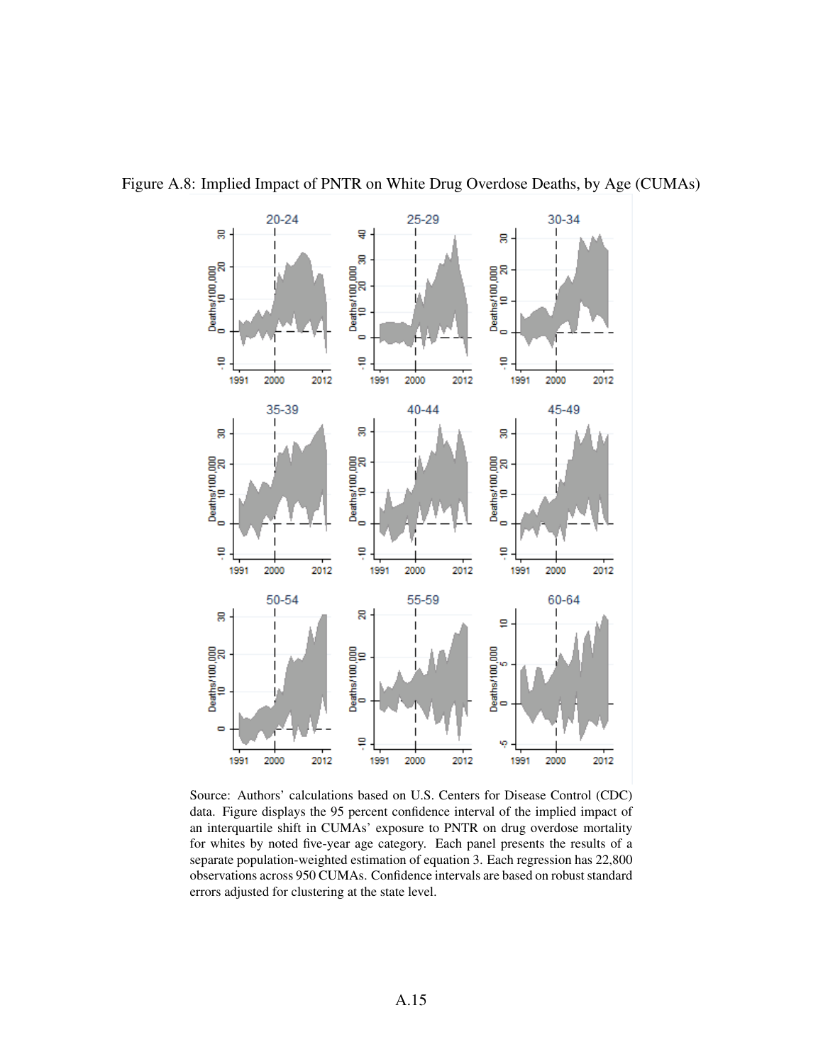Figure A.8: Implied Impact of PNTR on White Drug Overdose Deaths, by Age (CUMAs)

Source: Authors' calculations based on U.S. Centers for Disease Control (CDC) data. Figure displays the 95 percent confidence interval of the implied impact of an interquartile shift in CUMAs' exposure to PNTR on drug overdose mortality for whites by noted five-year age category. Each panel presents the results of a separate population-weighted estimation of equation 3. Each regression has 22,800 observations across 950 CUMAs. Confidence intervals are based on robust standard errors adjusted for clustering at the state level.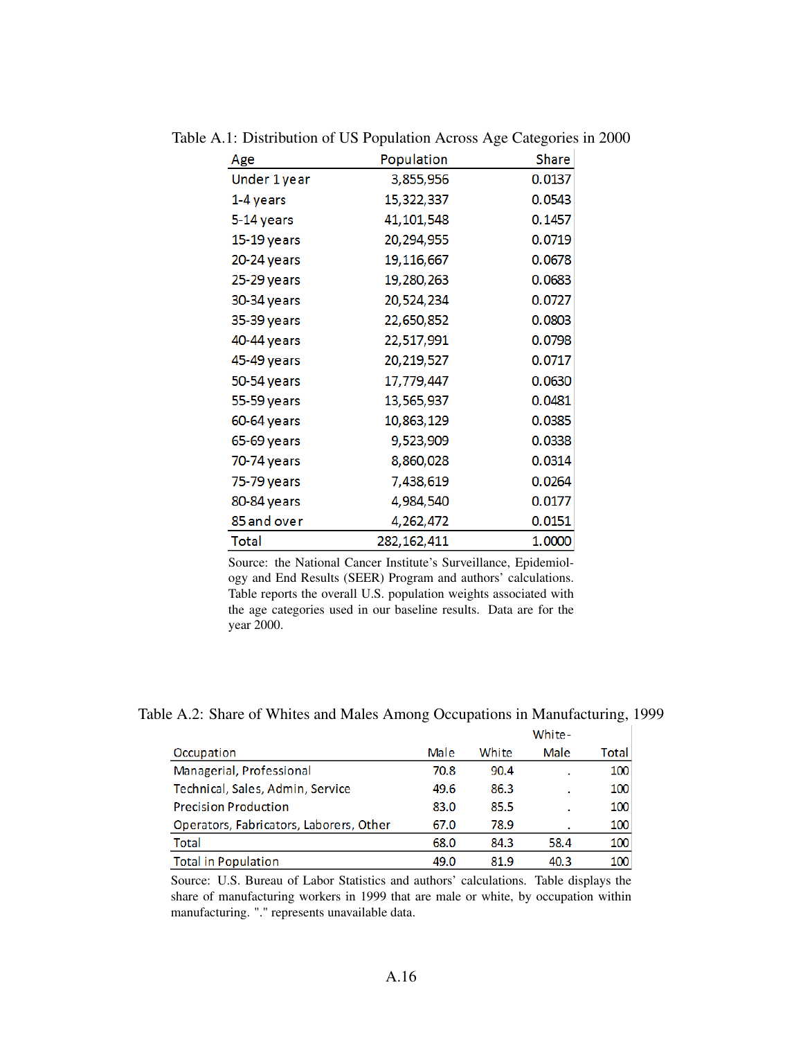Table A.1: Distribution of US Population Across Age Categories in 2000

| Age | Population | Share |
|---|---|---|
| Under 1 year | 3,855,956 | 0.0137 |
| 1-4 years | 15,322,337 | 0.0543 |
| 5-14 years | 41,101,548 | 0.1457 |
| 15-19 years | 20,294,955 | 0.0719 |
| 20-24 years | 19,116,667 | 0.0678 |
| 25-29 years | 19,280,263 | 0.0683 |
| 30-34 years | 20,524,234 | 0.0727 |
| 35-39 years | 22,650,852 | 0.0803 |
| 40-44 years | 22,517,991 | 0.0798 |
| 45-49 years | 20,219,527 | 0.0717 |
| 50-54 years | 17,779,447 | 0.0630 |
| 55-59 years | 13,565,937 | 0.0481 |
| 60-64 years | 10,863,129 | 0.0385 |
| 65-69 years | 9,523,909 | 0.0338 |
| 70-74 years | 8,860,028 | 0.0314 |
| 75-79 years | 7,438,619 | 0.0264 |
| 80-84 years | 4,984,540 | 0.0177 |
| 85 and over | 4,262,472 | 0.0151 |
| Total | 282,162,411 | 1.0000 |

Source: the National Cancer Institute's Surveillance, Epidemiology and End Results (SEER) Program and authors' calculations. Table reports the overall U.S. population weights associated with the age categories used in our baseline results. Data are for the year 2000.

Table A.2: Share of Whites and Males Among Occupations in Manufacturing, 1999

| Occupation | Male | White | White-Male | Total |
|---|---|---|---|---|
| Managerial, Professional | 70.8 | 90.4 | . | 100 |
| Technical, Sales, Admin, Service | 49.6 | 86.3 | . | 100 |
| Precision Production | 83.0 | 85.5 | . | 100 |
| Operators, Fabricators, Laborers, Other | 67.0 | 78.9 | . | 100 |
| Total | 68.0 | 84.3 | 58.4 | 100 |
| Total in Population | 49.0 | 81.9 | 40.3 | 100 |

Source: U.S. Bureau of Labor Statistics and authors' calculations. Table displays the share of manufacturing workers in 1999 that are male or white, by occupation within manufacturing. "." represents unavailable data.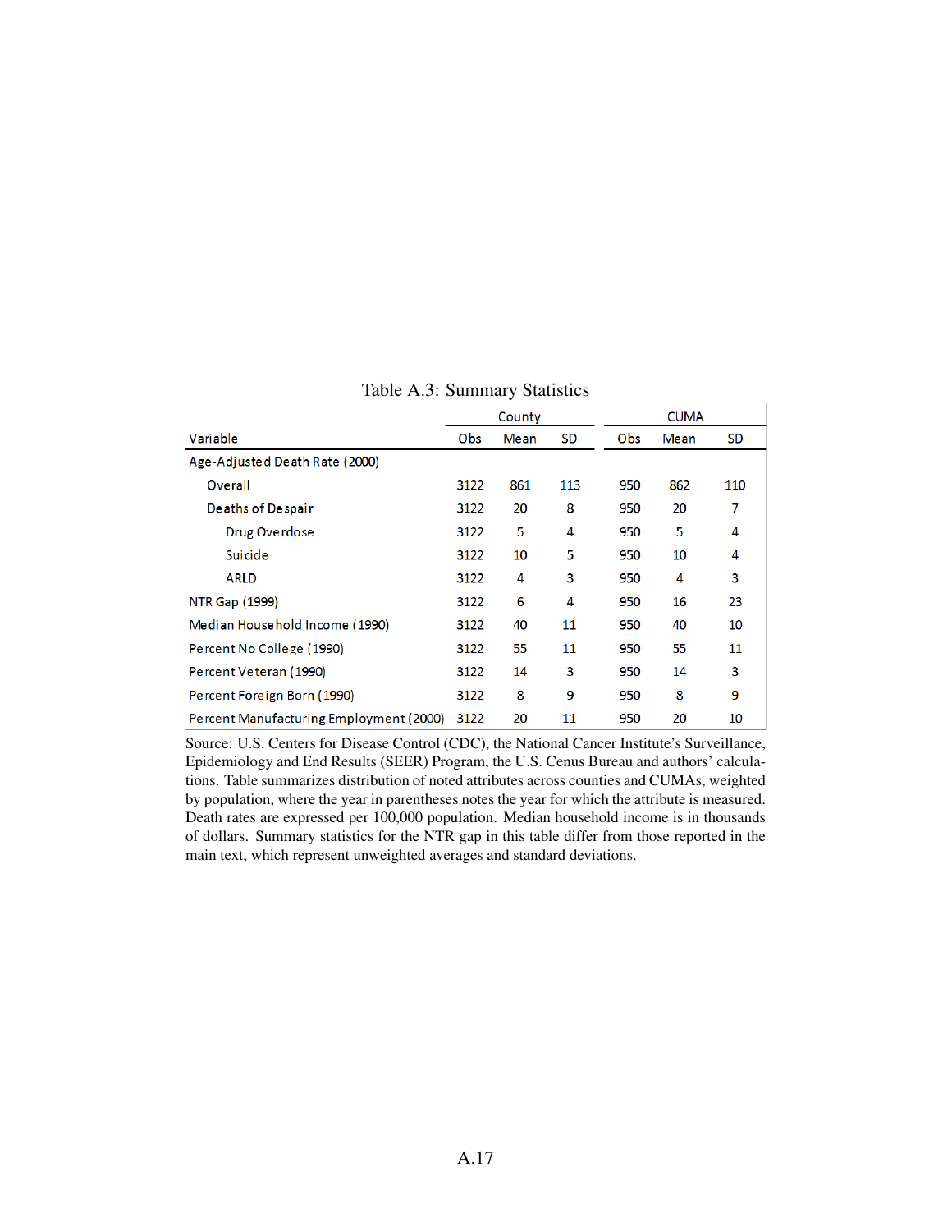Table A.3: Summary Statistics

| Variable | County | | | CUMA | | |
|---|---|---|---|---|---|---|
| | Obs | Mean | SD | Obs | Mean | SD |
| Age-Adjusted Death Rate (2000) | | | | | | |
| Overall | 3122 | 861 | 113 | 950 | 862 | 110 |
| Deaths of Despair | 3122 | 20 | 8 | 950 | 20 | 7 |
| Drug Overdose | 3122 | 5 | 4 | 950 | 5 | 4 |
| Suicide | 3122 | 10 | 5 | 950 | 10 | 4 |
| ARLD | 3122 | 4 | 3 | 950 | 4 | 3 |
| NTR Gap (1999) | 3122 | 6 | 4 | 950 | 16 | 23 |
| Median Household Income (1990) | 3122 | 40 | 11 | 950 | 40 | 10 |
| Percent No College (1990) | 3122 | 55 | 11 | 950 | 55 | 11 |
| Percent Veteran (1990) | 3122 | 14 | 3 | 950 | 14 | 3 |
| Percent Foreign Born (1990) | 3122 | 8 | 9 | 950 | 8 | 9 |
| Percent Manufacturing Employment (2000) | 3122 | 20 | 11 | 950 | 20 | 10 |

Source: U.S. Centers for Disease Control (CDC), the National Cancer Institute's Surveillance, Epidemiology and End Results (SEER) Program, the U.S. Cenus Bureau and authors' calculations. Table summarizes distribution of noted attributes across counties and CUMAs, weighted by population, where the year in parentheses notes the year for which the attribute is measured. Death rates are expressed per 100,000 population. Median household income is in thousands of dollars. Summary statistics for the NTR gap in this table differ from those reported in the main text, which represent unweighted averages and standard deviations.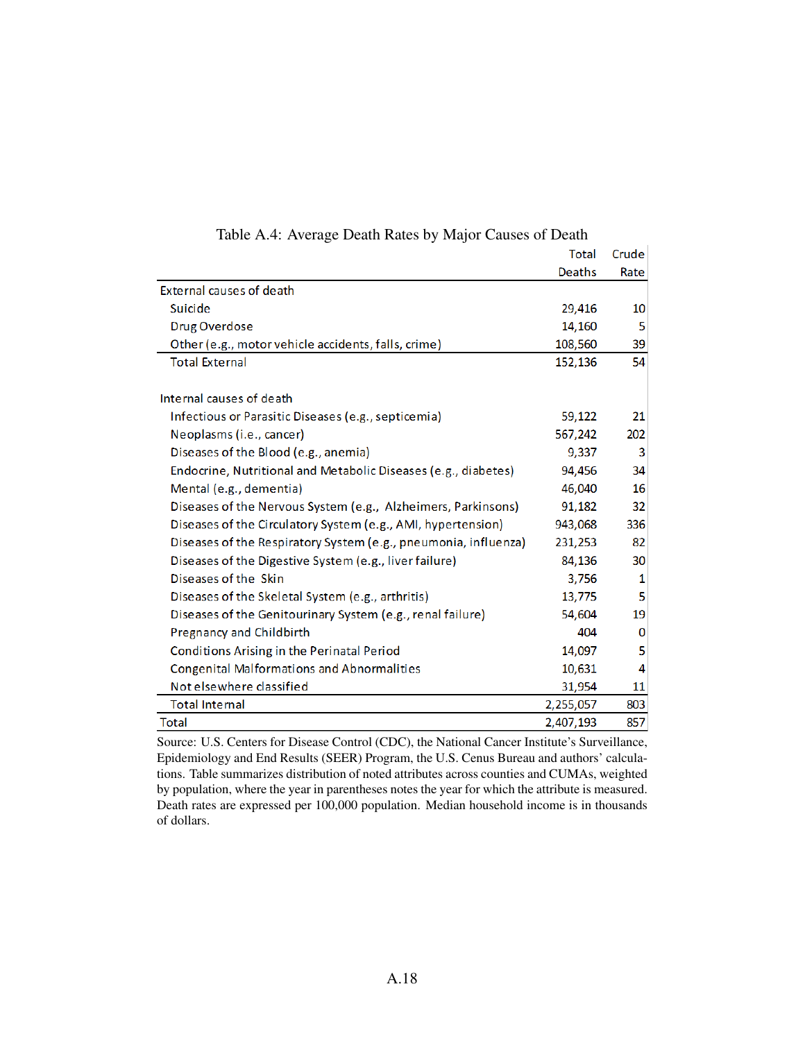Table A.4: Average Death Rates by Major Causes of Death

| | Total Deaths | Crude Rate |
|---|---|---|
| External causes of death | | |
| Suicide | 29,416 | 10 |
| Drug Overdose | 14,160 | 5 |
| Other (e.g., motor vehicle accidents, falls, crime) | 108,560 | 39 |
| Total External | 152,136 | 54 |
| | | |
| Internal causes of death | | |
| Infectious or Parasitic Diseases (e.g., septicemia) | 59,122 | 21 |
| Neoplasms (i.e., cancer) | 567,242 | 202 |
| Diseases of the Blood (e.g., anemia) | 9,337 | 3 |
| Endocrine, Nutritional and Metabolic Diseases (e.g., diabetes) | 94,456 | 34 |
| Mental (e.g., dementia) | 46,040 | 16 |
| Diseases of the Nervous System (e.g., Alzheimers, Parkinsons) | 91,182 | 32 |
| Diseases of the Circulatory System (e.g., AMI, hypertension) | 943,068 | 336 |
| Diseases of the Respiratory System (e.g., pneumonia, influenza) | 231,253 | 82 |
| Diseases of the Digestive System (e.g., liver failure) | 84,136 | 30 |
| Diseases of the Skin | 3,756 | 1 |
| Diseases of the Skeletal System (e.g., arthritis) | 13,775 | 5 |
| Diseases of the Genitourinary System (e.g., renal failure) | 54,604 | 19 |
| Pregnancy and Childbirth | 404 | 0 |
| Conditions Arising in the Perinatal Period | 14,097 | 5 |
| Congenital Malformations and Abnormalities | 10,631 | 4 |
| Not elsewhere classified | 31,954 | 11 |
| Total Internal | 2,255,057 | 803 |
| Total | 2,407,193 | 857 |

Source: U.S. Centers for Disease Control (CDC), the National Cancer Institute's Surveillance, Epidemiology and End Results (SEER) Program, the U.S. Cenus Bureau and authors' calculations. Table summarizes distribution of noted attributes across counties and CUMAs, weighted by population, where the year in parentheses notes the year for which the attribute is measured. Death rates are expressed per 100,000 population. Median household income is in thousands of dollars.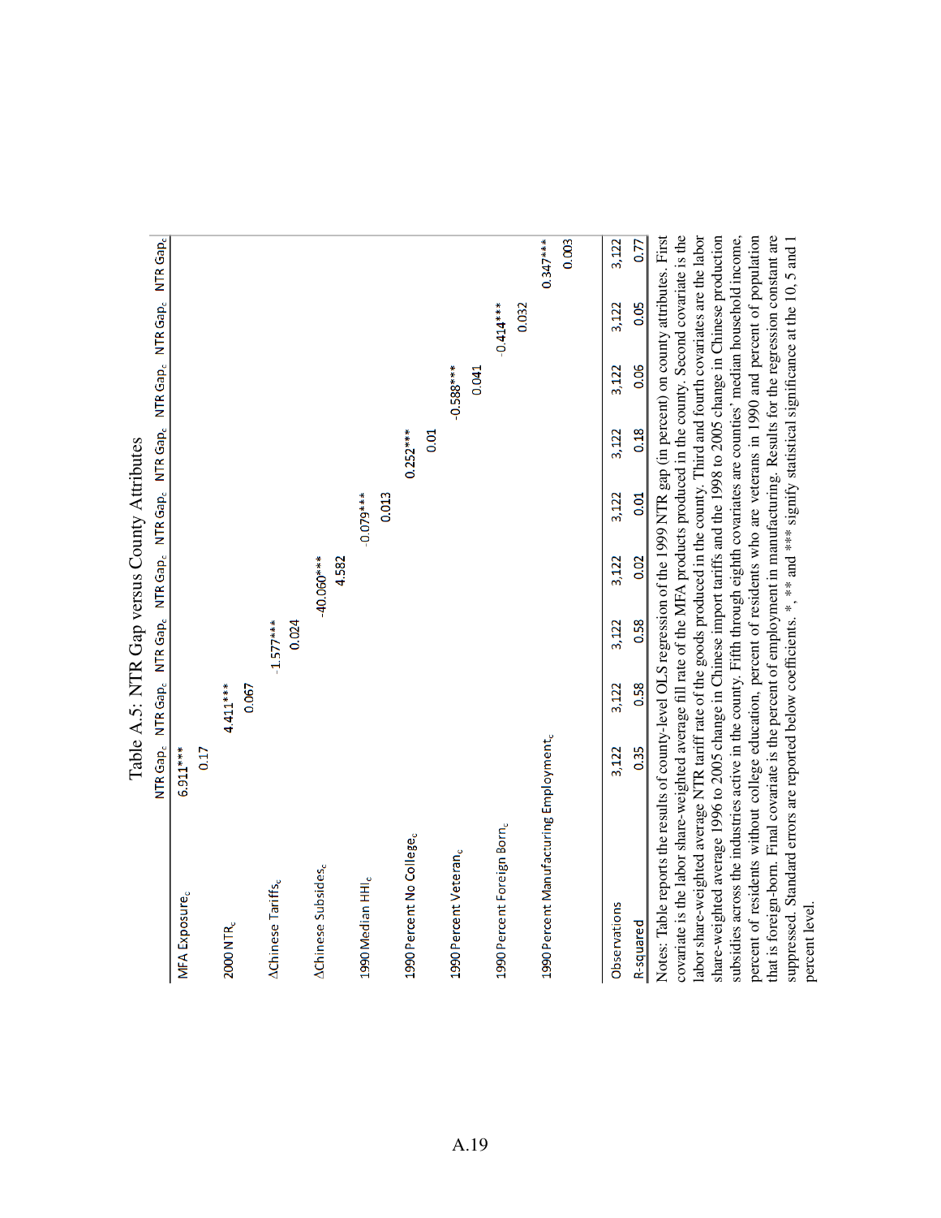# Table A.5: NTR Gap versus County Attributes

| | $NTR\ Gap_c$ | $NTR\ Gap_c$ | $NTR\ Gap_c$ | $NTR\ Gap_c$ | $NTR\ Gap_c$ | $NTR\ Gap_c$ | $NTR\ Gap_c$ | $NTR\ Gap_c$ | $NTR\ Gap_c$ |
|---|---|---|---|---|---|---|---|---|---|
| $MFA\ Exposure_c$ | 6.911*** | | | | | | | | |
| | 0.17 | | | | | | | | |
| $2000\ NTR_c$ | | 4.411*** | | | | | | | |
| | | 0.067 | | | | | | | |
| $\Delta Chinese\ Tariffs_c$ | | | -1.577*** | | | | | | |
| | | | 0.024 | | | | | | |
| $\Delta Chinese\ Subsides_c$ | | | | -40.060*** | | | | | |
| | | | | 4.582 | | | | | |
| $1990\ Median\ HHI_c$ | | | | | -0.079*** | | | | |
| | | | | | 0.013 | | | | |
| $1990\ Percent\ No\ College_c$ | | | | | | 0.252*** | | | |
| | | | | | | 0.01 | | | |
| $1990\ Percent\ Veteran_c$ | | | | | | | -0.588*** | | |
| | | | | | | | 0.041 | | |
| $1990\ Percent\ Foreign\ Born_c$ | | | | | | | | -0.414*** | |
| | | | | | | | | 0.032 | |
| $1990\ Percent\ Manufacturing\ Employment_c$ | | | | | | | | | 0.347*** |
| | | | | | | | | | 0.003 |
| Observations | 3,122 | 3,122 | 3,122 | 3,122 | 3,122 | 3,122 | 3,122 | 3,122 | 3,122 |
| R-squared | 0.35 | 0.58 | 0.58 | 0.02 | 0.01 | 0.18 | 0.06 | 0.05 | 0.77 |

Notes: Table reports the results of county-level OLS regression of the 1999 NTR gap (in percent) on county attributes. First covariate is the labor share-weighted average fill rate of the MFA products produced in the county. Second covariate is the labor share-weighted average NTR tariff rate of the goods produced in the county. Third and fourth covariates are the labor share-weighted average 1996 to 2005 change in Chinese import tariffs and the 1998 to 2005 change in Chinese production subsidies across the industries active in the county. Fifth through eighth covariates are counties' median household income, percent of residents without college education, percent of residents who are veterans in 1990 and percent of population that is foreign-born. Final covariate is the percent of employment in manufacturing. Results for the regression constant are suppressed. Standard errors are reported below coefficients. *, ** and *** signify statistical significance at the 10, 5 and 1 percent level.